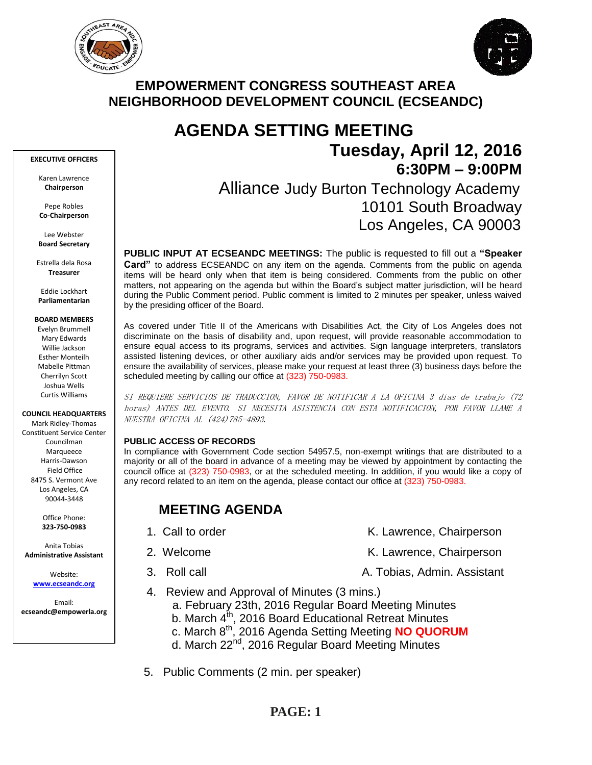# EMPOWERMENT CONGRESS SOUTHEAST AREA NEIGHBORHOOD DEVELOPMENT COUNCIL (ECSEANDC)

## AGENDA SETTING MEETING

### Tuesday, April 12, 2016
### 6:30PM – 9:00PM

Alliance Judy Burton Technology Academy
10101 South Broadway
Los Angeles, CA 90003

**EXECUTIVE OFFICERS**

Karen Lawrence
**Chairperson**

Pepe Robles
**Co-Chairperson**

Lee Webster
**Board Secretary**

Estrella dela Rosa
**Treasurer**

Eddie Lockhart
**Parliamentarian**

**BOARD MEMBERS**
Evelyn Brummell
Mary Edwards
Willie Jackson
Esther Monteilh
Mabelle Pittman
Cherrilyn Scott
Joshua Wells
Curtis Williams

**COUNCIL HEADQUARTERS**
Mark Ridley-Thomas
Constituent Service Center
Councilman
Marqueece
Harris-Dawson
Field Office
8475 S. Vermont Ave
Los Angeles, CA
90044-3448

Office Phone:
**323-750-0983**

Anita Tobias
**Administrative Assistant**

Website:
**www.ecseandc.org**

Email:
**ecseandc@empowerla.org**

**PUBLIC INPUT AT ECSEANDC MEETINGS:** The public is requested to fill out a **"Speaker Card"** to address ECSEANDC on any item on the agenda. Comments from the public on agenda items will be heard only when that item is being considered. Comments from the public on other matters, not appearing on the agenda but within the Board's subject matter jurisdiction, will be heard during the Public Comment period. Public comment is limited to 2 minutes per speaker, unless waived by the presiding officer of the Board.

As covered under Title II of the Americans with Disabilities Act, the City of Los Angeles does not discriminate on the basis of disability and, upon request, will provide reasonable accommodation to ensure equal access to its programs, services and activities. Sign language interpreters, translators assisted listening devices, or other auxiliary aids and/or services may be provided upon request. To ensure the availability of services, please make your request at least three (3) business days before the scheduled meeting by calling our office at (323) 750-0983.

*SI REQUIERE SERVICIOS DE TRADUCCION, FAVOR DE NOTIFICAR A LA OFICINA 3 días de trabajo (72 horas) ANTES DEL EVENTO. SI NECESITA ASISTENCIA CON ESTA NOTIFICACION, POR FAVOR LLAME A NUESTRA OFICINA AL (424)785-4893.*

**PUBLIC ACCESS OF RECORDS**

In compliance with Government Code section 54957.5, non-exempt writings that are distributed to a majority or all of the board in advance of a meeting may be viewed by appointment by contacting the council office at (323) 750-0983, or at the scheduled meeting. In addition, if you would like a copy of any record related to an item on the agenda, please contact our office at (323) 750-0983.

## MEETING AGENDA

1. Call to order — K. Lawrence, Chairperson
2. Welcome — K. Lawrence, Chairperson
3. Roll call — A. Tobias, Admin. Assistant
4. Review and Approval of Minutes (3 mins.)
   a. February 23th, 2016 Regular Board Meeting Minutes
   b. March 4th, 2016 Board Educational Retreat Minutes
   c. March 8th, 2016 Agenda Setting Meeting **NO QUORUM**
   d. March 22nd, 2016 Regular Board Meeting Minutes
5. Public Comments (2 min. per speaker)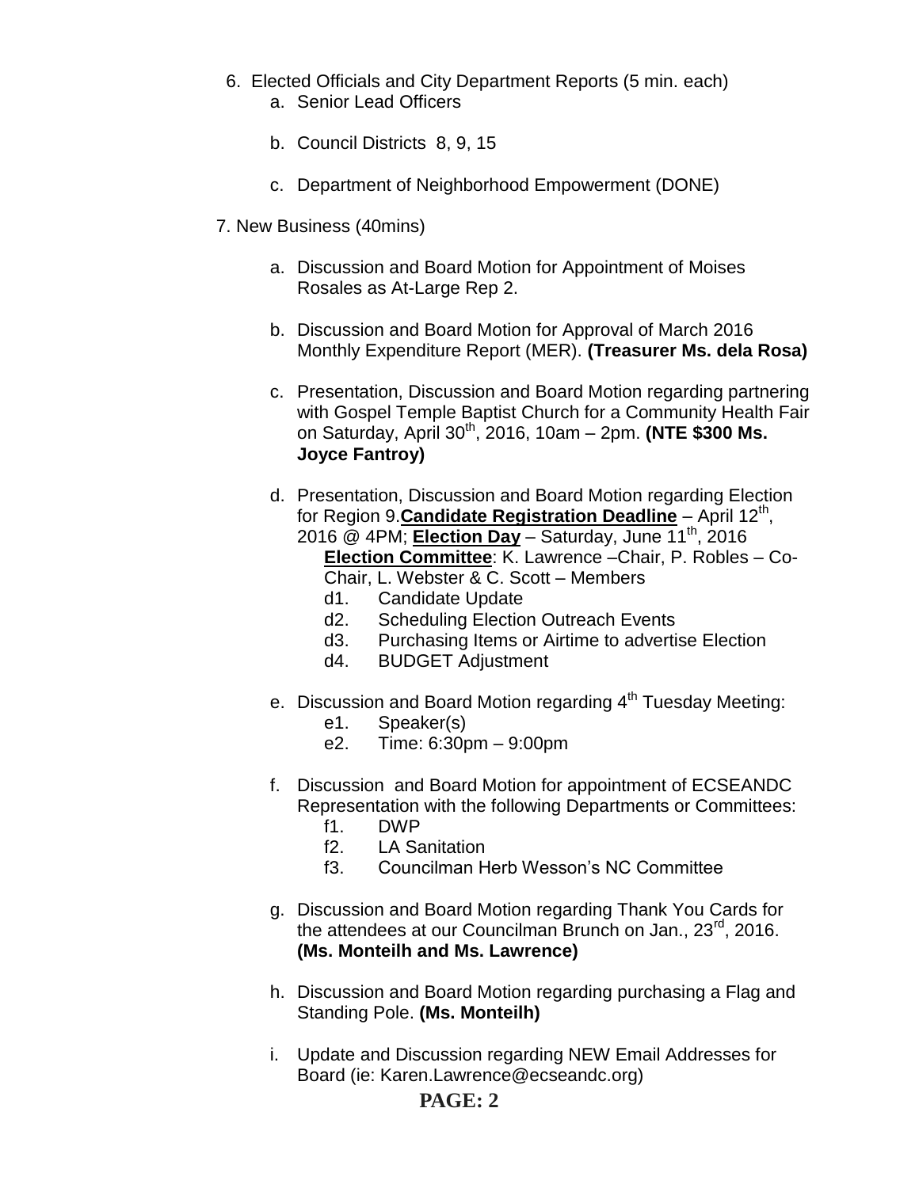6. Elected Officials and City Department Reports (5 min. each)
    a. Senior Lead Officers
    b. Council Districts 8, 9, 15
    c. Department of Neighborhood Empowerment (DONE)

7. New Business (40mins)

    a. Discussion and Board Motion for Appointment of Moises Rosales as At-Large Rep 2.

    b. Discussion and Board Motion for Approval of March 2016 Monthly Expenditure Report (MER). **(Treasurer Ms. dela Rosa)**

    c. Presentation, Discussion and Board Motion regarding partnering with Gospel Temple Baptist Church for a Community Health Fair on Saturday, April 30th, 2016, 10am – 2pm. **(NTE $300 Ms. Joyce Fantroy)**

    d. Presentation, Discussion and Board Motion regarding Election for Region 9.**<u>Candidate Registration Deadline</u>** – April 12th, 2016 @ 4PM; **<u>Election Day</u>** – Saturday, June 11th, 2016
    **<u>Election Committee</u>**: K. Lawrence –Chair, P. Robles – Co-Chair, L. Webster & C. Scott – Members
        d1. Candidate Update
        d2. Scheduling Election Outreach Events
        d3. Purchasing Items or Airtime to advertise Election
        d4. BUDGET Adjustment

    e. Discussion and Board Motion regarding 4th Tuesday Meeting:
        e1. Speaker(s)
        e2. Time: 6:30pm – 9:00pm

    f. Discussion and Board Motion for appointment of ECSEANDC Representation with the following Departments or Committees:
        f1. DWP
        f2. LA Sanitation
        f3. Councilman Herb Wesson's NC Committee

    g. Discussion and Board Motion regarding Thank You Cards for the attendees at our Councilman Brunch on Jan., 23rd, 2016. **(Ms. Monteilh and Ms. Lawrence)**

    h. Discussion and Board Motion regarding purchasing a Flag and Standing Pole. **(Ms. Monteilh)**

    i. Update and Discussion regarding NEW Email Addresses for Board (ie: Karen.Lawrence@ecseandc.org)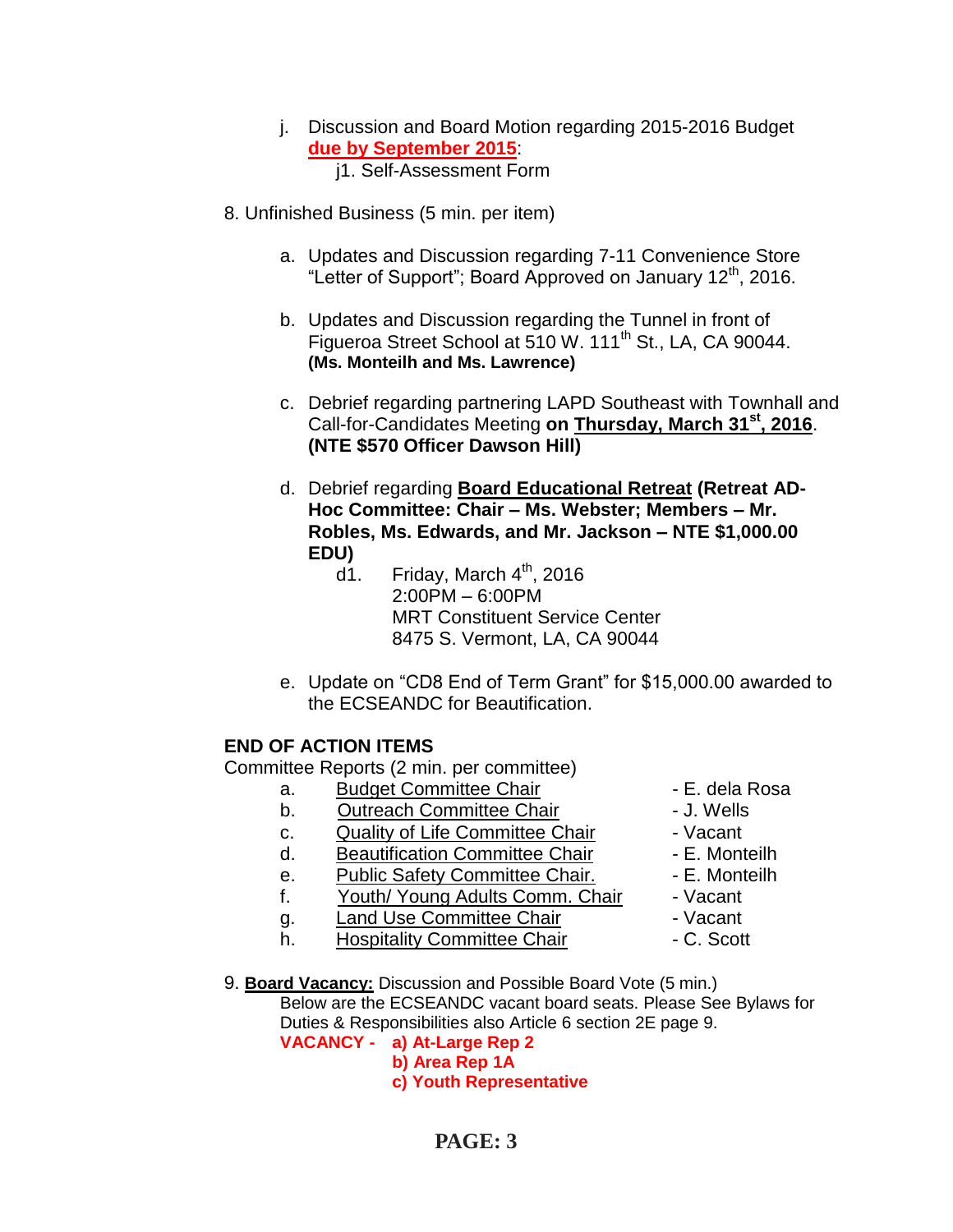j. Discussion and Board Motion regarding 2015-2016 Budget **due by September 2015**:
   j1. Self-Assessment Form

8. Unfinished Business (5 min. per item)

   a. Updates and Discussion regarding 7-11 Convenience Store "Letter of Support"; Board Approved on January 12th, 2016.

   b. Updates and Discussion regarding the Tunnel in front of Figueroa Street School at 510 W. 111th St., LA, CA 90044. **(Ms. Monteilh and Ms. Lawrence)**

   c. Debrief regarding partnering LAPD Southeast with Townhall and Call-for-Candidates Meeting **on Thursday, March 31st, 2016**. **(NTE $570 Officer Dawson Hill)**

   d. Debrief regarding **Board Educational Retreat** **(Retreat AD-Hoc Committee: Chair – Ms. Webster; Members – Mr. Robles, Ms. Edwards, and Mr. Jackson – NTE $1,000.00 EDU)**
      d1. Friday, March 4th, 2016
          2:00PM – 6:00PM
          MRT Constituent Service Center
          8475 S. Vermont, LA, CA 90044

   e. Update on "CD8 End of Term Grant" for $15,000.00 awarded to the ECSEANDC for Beautification.

**END OF ACTION ITEMS**

Committee Reports (2 min. per committee)

| | Committee | Chair |
|---|---|---|
| a. | Budget Committee Chair | - E. dela Rosa |
| b. | Outreach Committee Chair | - J. Wells |
| c. | Quality of Life Committee Chair | - Vacant |
| d. | Beautification Committee Chair | - E. Monteilh |
| e. | Public Safety Committee Chair. | - E. Monteilh |
| f. | Youth/ Young Adults Comm. Chair | - Vacant |
| g. | Land Use Committee Chair | - Vacant |
| h. | Hospitality Committee Chair | - C. Scott |

9. **Board Vacancy:** Discussion and Possible Board Vote (5 min.)
   Below are the ECSEANDC vacant board seats. Please See Bylaws for Duties & Responsibilities also Article 6 section 2E page 9.
   **VACANCY - a) At-Large Rep 2**
   **b) Area Rep 1A**
   **c) Youth Representative**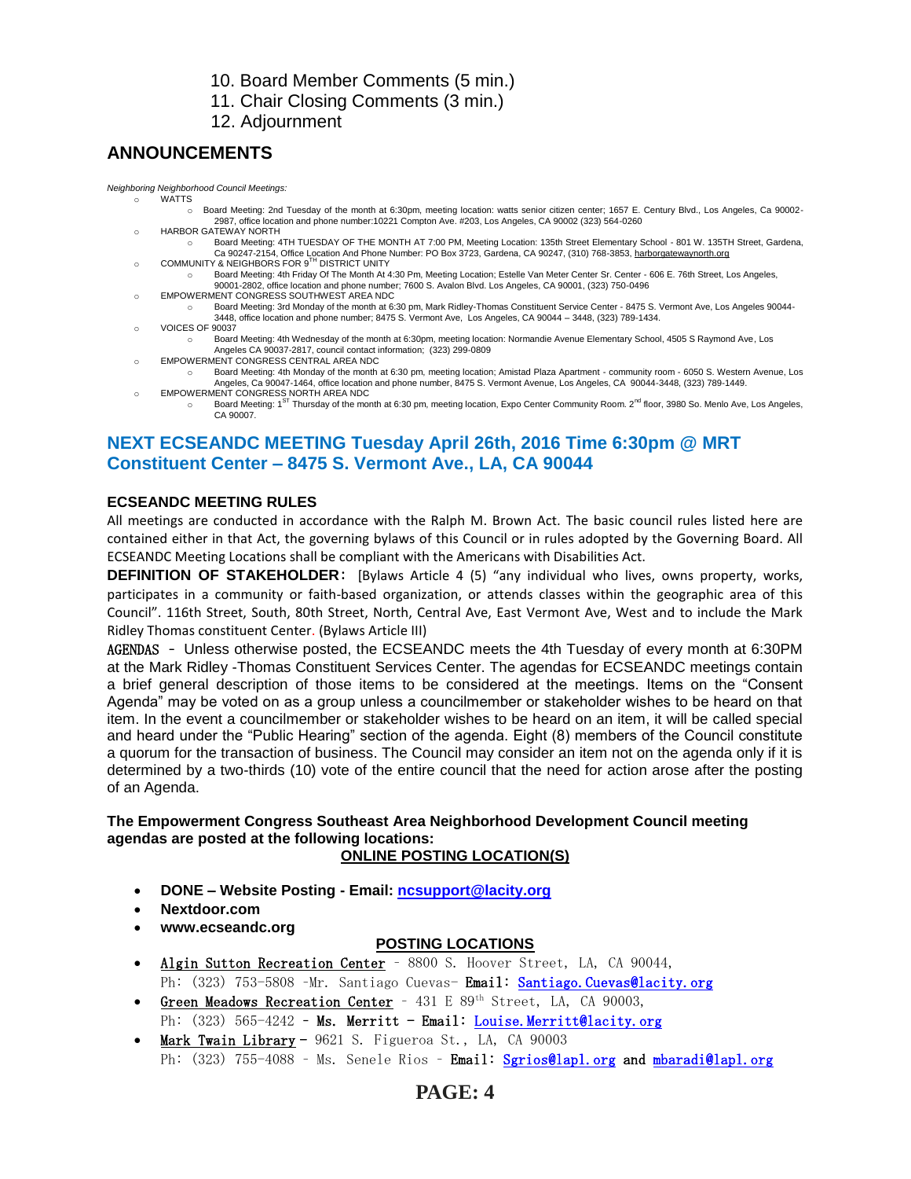10. Board Member Comments (5 min.)
11. Chair Closing Comments (3 min.)
12. Adjournment

## ANNOUNCEMENTS

*Neighboring Neighborhood Council Meetings:*

- WATTS
  - Board Meeting: 2nd Tuesday of the month at 6:30pm, meeting location: watts senior citizen center; 1657 E. Century Blvd., Los Angeles, Ca 90002-2987, office location and phone number:10221 Compton Ave. #203, Los Angeles, CA 90002 (323) 564-0260
- HARBOR GATEWAY NORTH
  - Board Meeting: 4TH TUESDAY OF THE MONTH AT 7:00 PM, Meeting Location: 135th Street Elementary School - 801 W. 135TH Street, Gardena, Ca 90247-2154, Office Location And Phone Number: PO Box 3723, Gardena, CA 90247, (310) 768-3853, harborgatewaynorth.org
- COMMUNITY & NEIGHBORS FOR 9TH DISTRICT UNITY
  - Board Meeting: 4th Friday Of The Month At 4:30 Pm, Meeting Location; Estelle Van Meter Center Sr. Center - 606 E. 76th Street, Los Angeles, 90001-2802, office location and phone number; 7600 S. Avalon Blvd. Los Angeles, CA 90001, (323) 750-0496
- EMPOWERMENT CONGRESS SOUTHWEST AREA NDC
  - Board Meeting: 3rd Monday of the month at 6:30 pm, Mark Ridley-Thomas Constituent Service Center - 8475 S. Vermont Ave, Los Angeles 90044-3448, office location and phone number; 8475 S. Vermont Ave, Los Angeles, CA 90044 – 3448, (323) 789-1434.
- VOICES OF 90037
  - Board Meeting: 4th Wednesday of the month at 6:30pm, meeting location: Normandie Avenue Elementary School, 4505 S Raymond Ave, Los Angeles CA 90037-2817, council contact information; (323) 299-0809
- EMPOWERMENT CONGRESS CENTRAL AREA NDC
  - Board Meeting: 4th Monday of the month at 6:30 pm, meeting location; Amistad Plaza Apartment - community room - 6050 S. Western Avenue, Los Angeles, Ca 90047-1464, office location and phone number, 8475 S. Vermont Avenue, Los Angeles, CA 90044-3448, (323) 789-1449.
- EMPOWERMENT CONGRESS NORTH AREA NDC
  - Board Meeting: 1ST Thursday of the month at 6:30 pm, meeting location, Expo Center Community Room. 2nd floor, 3980 So. Menlo Ave, Los Angeles, CA 90007.

## NEXT ECSEANDC MEETING Tuesday April 26th, 2016 Time 6:30pm @ MRT Constituent Center – 8475 S. Vermont Ave., LA, CA 90044

### ECSEANDC MEETING RULES

All meetings are conducted in accordance with the Ralph M. Brown Act. The basic council rules listed here are contained either in that Act, the governing bylaws of this Council or in rules adopted by the Governing Board. All ECSEANDC Meeting Locations shall be compliant with the Americans with Disabilities Act.

**DEFINITION OF STAKEHOLDER:** [Bylaws Article 4 (5) "any individual who lives, owns property, works, participates in a community or faith-based organization, or attends classes within the geographic area of this Council". 116th Street, South, 80th Street, North, Central Ave, East Vermont Ave, West and to include the Mark Ridley Thomas constituent Center. (Bylaws Article III)

**AGENDAS** - Unless otherwise posted, the ECSEANDC meets the 4th Tuesday of every month at 6:30PM at the Mark Ridley -Thomas Constituent Services Center. The agendas for ECSEANDC meetings contain a brief general description of those items to be considered at the meetings. Items on the "Consent Agenda" may be voted on as a group unless a councilmember or stakeholder wishes to be heard on that item. In the event a councilmember or stakeholder wishes to be heard on an item, it will be called special and heard under the "Public Hearing" section of the agenda. Eight (8) members of the Council constitute a quorum for the transaction of business. The Council may consider an item not on the agenda only if it is determined by a two-thirds (10) vote of the entire council that the need for action arose after the posting of an Agenda.

**The Empowerment Congress Southeast Area Neighborhood Development Council meeting agendas are posted at the following locations:**

**ONLINE POSTING LOCATION(S)**

- **DONE – Website Posting - Email: ncsupport@lacity.org**
- **Nextdoor.com**
- **www.ecseandc.org**

**POSTING LOCATIONS**

- Algin Sutton Recreation Center – 8800 S. Hoover Street, LA, CA 90044, Ph: (323) 753-5808 –Mr. Santiago Cuevas- **Email:** Santiago.Cuevas@lacity.org
- Green Meadows Recreation Center – 431 E 89th Street, LA, CA 90003, Ph: (323) 565-4242 - **Ms. Merritt - Email:** Louise.Merritt@lacity.org
- Mark Twain Library - 9621 S. Figueroa St., LA, CA 90003 Ph: (323) 755-4088 – Ms. Senele Rios – **Email:** Sgrios@lapl.org and mbaradi@lapl.org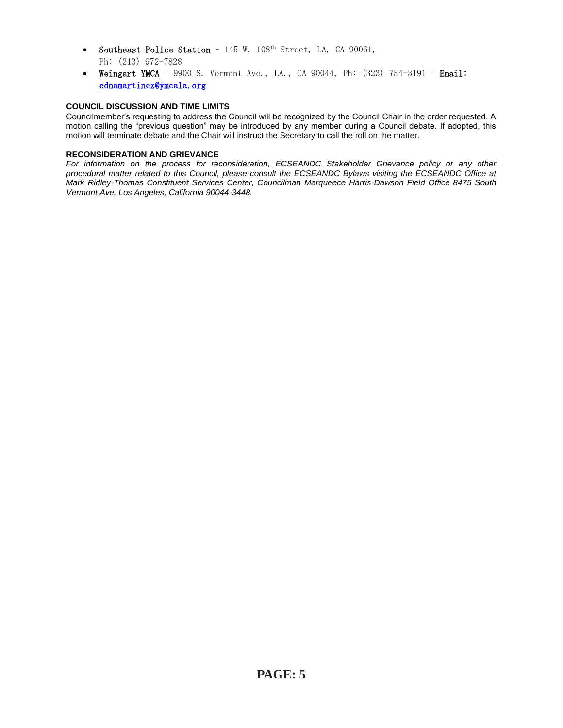- Southeast Police Station – 145 W. 108th Street, LA, CA 90061, Ph: (213) 972-7828
- **Weingart YMCA** – 9900 S. Vermont Ave., LA., CA 90044, Ph: (323) 754-3191 – **Email:** ednamartinez@ymcala.org

**COUNCIL DISCUSSION AND TIME LIMITS**

Councilmember's requesting to address the Council will be recognized by the Council Chair in the order requested. A motion calling the "previous question" may be introduced by any member during a Council debate. If adopted, this motion will terminate debate and the Chair will instruct the Secretary to call the roll on the matter.

**RECONSIDERATION AND GRIEVANCE**

*For information on the process for reconsideration, ECSEANDC Stakeholder Grievance policy or any other procedural matter related to this Council, please consult the ECSEANDC Bylaws visiting the ECSEANDC Office at Mark Ridley-Thomas Constituent Services Center, Councilman Marqueece Harris-Dawson Field Office 8475 South Vermont Ave, Los Angeles, California 90044-3448.*